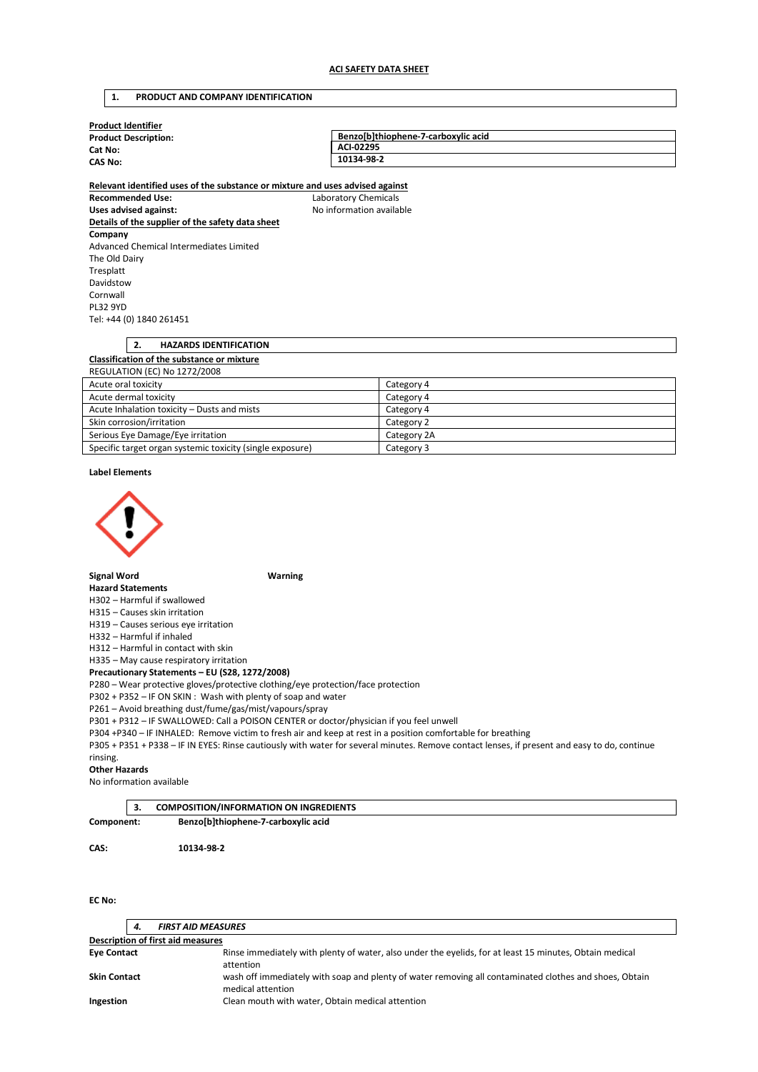# ACI SAFETY DATA SHEET

## 1. PRODUCT AND COMPANY IDENTIFICATION

**Product Identifier**

| | |
|---|---|
| **Product Description:** | **Benzo[b]thiophene-7-carboxylic acid** |
| **Cat No:** | **ACI-02295** |
| **CAS No:** | **10134-98-2** |

**Relevant identified uses of the substance or mixture and uses advised against**

**Recommended Use:** Laboratory Chemicals
**Uses advised against:** No information available

**Details of the supplier of the safety data sheet**

**Company**
Advanced Chemical Intermediates Limited
The Old Dairy
Tresplatt
Davidstow
Cornwall
PL32 9YD
Tel: +44 (0) 1840 261451

## 2. HAZARDS IDENTIFICATION

**Classification of the substance or mixture**

REGULATION (EC) No 1272/2008

| | |
|---|---|
| Acute oral toxicity | Category 4 |
| Acute dermal toxicity | Category 4 |
| Acute Inhalation toxicity – Dusts and mists | Category 4 |
| Skin corrosion/irritation | Category 2 |
| Serious Eye Damage/Eye irritation | Category 2A |
| Specific target organ systemic toxicity (single exposure) | Category 3 |

**Label Elements**

**Signal Word** **Warning**

**Hazard Statements**
H302 – Harmful if swallowed
H315 – Causes skin irritation
H319 – Causes serious eye irritation
H332 – Harmful if inhaled
H312 – Harmful in contact with skin
H335 – May cause respiratory irritation

**Precautionary Statements – EU (S28, 1272/2008)**
P280 – Wear protective gloves/protective clothing/eye protection/face protection
P302 + P352 – IF ON SKIN : Wash with plenty of soap and water
P261 – Avoid breathing dust/fume/gas/mist/vapours/spray
P301 + P312 – IF SWALLOWED: Call a POISON CENTER or doctor/physician if you feel unwell
P304 +P340 – IF INHALED: Remove victim to fresh air and keep at rest in a position comfortable for breathing
P305 + P351 + P338 – IF IN EYES: Rinse cautiously with water for several minutes. Remove contact lenses, if present and easy to do, continue rinsing.

**Other Hazards**
No information available

## 3. COMPOSITION/INFORMATION ON INGREDIENTS

**Component:** **Benzo[b]thiophene-7-carboxylic acid**

**CAS:** **10134-98-2**

**EC No:**

## 4. *FIRST AID MEASURES*

**Description of first aid measures**

| | |
|---|---|
| **Eye Contact** | Rinse immediately with plenty of water, also under the eyelids, for at least 15 minutes, Obtain medical attention |
| **Skin Contact** | wash off immediately with soap and plenty of water removing all contaminated clothes and shoes, Obtain medical attention |
| **Ingestion** | Clean mouth with water, Obtain medical attention |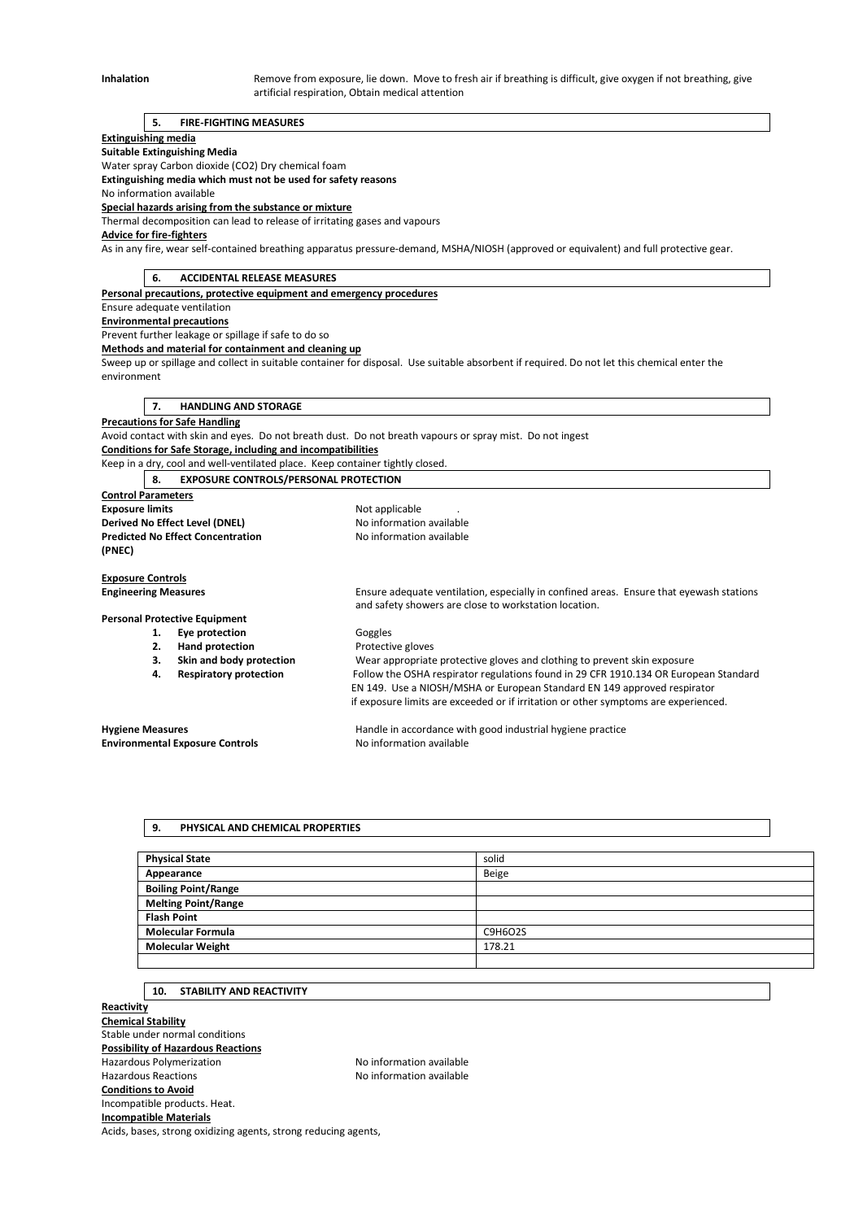**Inhalation** Remove from exposure, lie down. Move to fresh air if breathing is difficult, give oxygen if not breathing, give artificial respiration, Obtain medical attention

## 5. FIRE-FIGHTING MEASURES

**Extinguishing media**

**Suitable Extinguishing Media**

Water spray Carbon dioxide ($CO_2$) Dry chemical foam

**Extinguishing media which must not be used for safety reasons**

No information available

**Special hazards arising from the substance or mixture**

Thermal decomposition can lead to release of irritating gases and vapours

**Advice for fire-fighters**

As in any fire, wear self-contained breathing apparatus pressure-demand, MSHA/NIOSH (approved or equivalent) and full protective gear.

## 6. ACCIDENTAL RELEASE MEASURES

**Personal precautions, protective equipment and emergency procedures**

Ensure adequate ventilation

**Environmental precautions**

Prevent further leakage or spillage if safe to do so

**Methods and material for containment and cleaning up**

Sweep up or spillage and collect in suitable container for disposal. Use suitable absorbent if required. Do not let this chemical enter the environment

## 7. HANDLING AND STORAGE

**Precautions for Safe Handling**

Avoid contact with skin and eyes. Do not breath dust. Do not breath vapours or spray mist. Do not ingest

**Conditions for Safe Storage, including and incompatibilities**

Keep in a dry, cool and well-ventilated place. Keep container tightly closed.

## 8. EXPOSURE CONTROLS/PERSONAL PROTECTION

**Control Parameters**

**Exposure limits** Not applicable .

**Derived No Effect Level (DNEL)** No information available

**Predicted No Effect Concentration (PNEC)** No information available

**Exposure Controls**

**Engineering Measures** Ensure adequate ventilation, especially in confined areas. Ensure that eyewash stations and safety showers are close to workstation location.

**Personal Protective Equipment**

1. **Eye protection** Goggles
2. **Hand protection** Protective gloves
3. **Skin and body protection** Wear appropriate protective gloves and clothing to prevent skin exposure
4. **Respiratory protection** Follow the OSHA respirator regulations found in 29 CFR 1910.134 OR European Standard EN 149. Use a NIOSH/MSHA or European Standard EN 149 approved respirator if exposure limits are exceeded or if irritation or other symptoms are experienced.

**Hygiene Measures** Handle in accordance with good industrial hygiene practice

**Environmental Exposure Controls** No information available

## 9. PHYSICAL AND CHEMICAL PROPERTIES

| **Physical State** | solid |
|---|---|
| **Appearance** | Beige |
| **Boiling Point/Range** | |
| **Melting Point/Range** | |
| **Flash Point** | |
| **Molecular Formula** | $C_9H_6O_2S$ |
| **Molecular Weight** | 178.21 |
| | |

## 10. STABILITY AND REACTIVITY

**Reactivity**

**Chemical Stability**

Stable under normal conditions

**Possibility of Hazardous Reactions**

Hazardous Polymerization No information available

Hazardous Reactions No information available

**Conditions to Avoid**

Incompatible products. Heat.

**Incompatible Materials**

Acids, bases, strong oxidizing agents, strong reducing agents,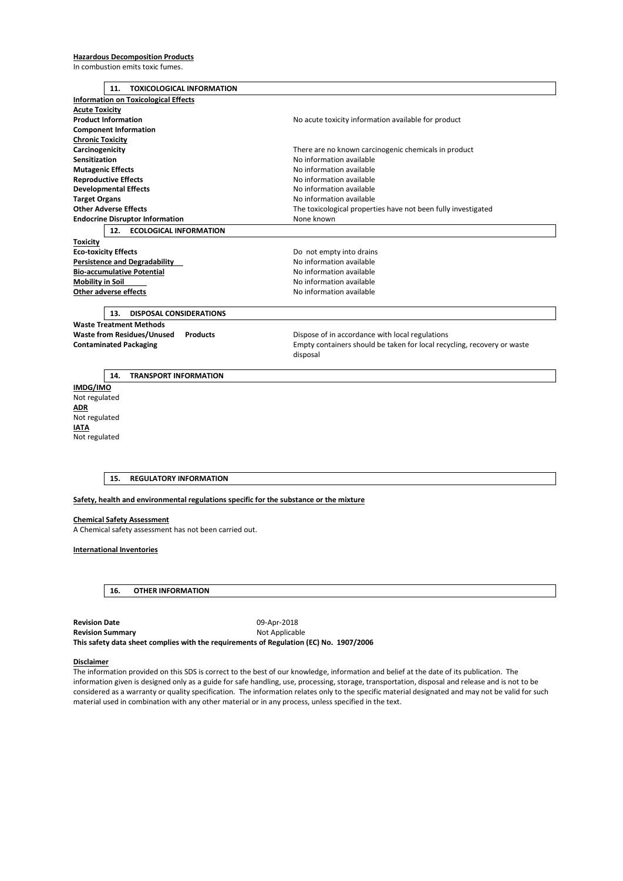**Hazardous Decomposition Products**

In combustion emits toxic fumes.

## 11. TOXICOLOGICAL INFORMATION

**Information on Toxicological Effects**

**Acute Toxicity**

| | |
|---|---|
| **Product Information** | No acute toxicity information available for product |
| **Component Information** | |

**Chronic Toxicity**

| | |
|---|---|
| **Carcinogenicity** | There are no known carcinogenic chemicals in product |
| **Sensitization** | No information available |
| **Mutagenic Effects** | No information available |
| **Reproductive Effects** | No information available |
| **Developmental Effects** | No information available |
| **Target Organs** | No information available |
| **Other Adverse Effects** | The toxicological properties have not been fully investigated |
| **Endocrine Disruptor Information** | None known |

## 12. ECOLOGICAL INFORMATION

**Toxicity**

| | |
|---|---|
| **Eco-toxicity Effects** | Do not empty into drains |
| **Persistence and Degradability** | No information available |
| **Bio-accumulative Potential** | No information available |
| **Mobility in Soil** | No information available |
| **Other adverse effects** | No information available |

## 13. DISPOSAL CONSIDERATIONS

**Waste Treatment Methods**

| | |
|---|---|
| **Waste from Residues/Unused Products** | Dispose of in accordance with local regulations |
| **Contaminated Packaging** | Empty containers should be taken for local recycling, recovery or waste disposal |

## 14. TRANSPORT INFORMATION

**IMDG/IMO**

Not regulated

**ADR**

Not regulated

**IATA**

Not regulated

## 15. REGULATORY INFORMATION

**Safety, health and environmental regulations specific for the substance or the mixture**

**Chemical Safety Assessment**

A Chemical safety assessment has not been carried out.

**International Inventories**

## 16. OTHER INFORMATION

| | |
|---|---|
| **Revision Date** | 09-Apr-2018 |
| **Revision Summary** | Not Applicable |

**This safety data sheet complies with the requirements of Regulation (EC) No. 1907/2006**

**Disclaimer**

The information provided on this SDS is correct to the best of our knowledge, information and belief at the date of its publication. The information given is designed only as a guide for safe handling, use, processing, storage, transportation, disposal and release and is not to be considered as a warranty or quality specification. The information relates only to the specific material designated and may not be valid for such material used in combination with any other material or in any process, unless specified in the text.